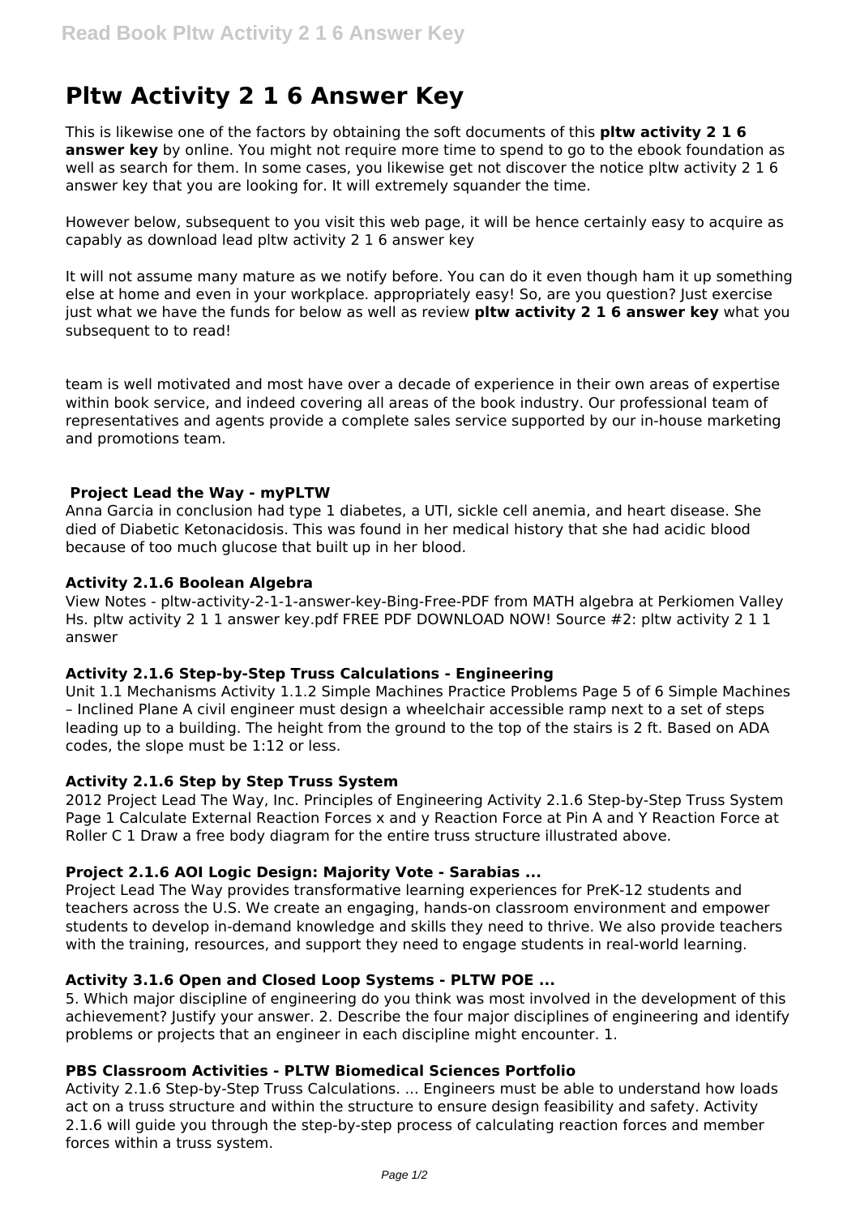# Pltw Activity 2 1 6 Answer Key

This is likewise one of the factors by obtaining the soft documents of this **pltw activity 2 1 6 answer key** by online. You might not require more time to spend to go to the ebook foundation as well as search for them. In some cases, you likewise get not discover the notice pltw activity 2 1 6 answer key that you are looking for. It will extremely squander the time.

However below, subsequent to you visit this web page, it will be hence certainly easy to acquire as capably as download lead pltw activity 2 1 6 answer key

It will not assume many mature as we notify before. You can do it even though ham it up something else at home and even in your workplace. appropriately easy! So, are you question? Just exercise just what we have the funds for below as well as review **pltw activity 2 1 6 answer key** what you subsequent to to read!

team is well motivated and most have over a decade of experience in their own areas of expertise within book service, and indeed covering all areas of the book industry. Our professional team of representatives and agents provide a complete sales service supported by our in-house marketing and promotions team.

### Project Lead the Way - myPLTW

Anna Garcia in conclusion had type 1 diabetes, a UTI, sickle cell anemia, and heart disease. She died of Diabetic Ketonacidosis. This was found in her medical history that she had acidic blood because of too much glucose that built up in her blood.

### Activity 2.1.6 Boolean Algebra

View Notes - pltw-activity-2-1-1-answer-key-Bing-Free-PDF from MATH algebra at Perkiomen Valley Hs. pltw activity 2 1 1 answer key.pdf FREE PDF DOWNLOAD NOW! Source #2: pltw activity 2 1 1 answer

### Activity 2.1.6 Step-by-Step Truss Calculations - Engineering

Unit 1.1 Mechanisms Activity 1.1.2 Simple Machines Practice Problems Page 5 of 6 Simple Machines – Inclined Plane A civil engineer must design a wheelchair accessible ramp next to a set of steps leading up to a building. The height from the ground to the top of the stairs is 2 ft. Based on ADA codes, the slope must be 1:12 or less.

### Activity 2.1.6 Step by Step Truss System

2012 Project Lead The Way, Inc. Principles of Engineering Activity 2.1.6 Step-by-Step Truss System Page 1 Calculate External Reaction Forces x and y Reaction Force at Pin A and Y Reaction Force at Roller C 1 Draw a free body diagram for the entire truss structure illustrated above.

### Project 2.1.6 AOI Logic Design: Majority Vote - Sarabias ...

Project Lead The Way provides transformative learning experiences for PreK-12 students and teachers across the U.S. We create an engaging, hands-on classroom environment and empower students to develop in-demand knowledge and skills they need to thrive. We also provide teachers with the training, resources, and support they need to engage students in real-world learning.

### Activity 3.1.6 Open and Closed Loop Systems - PLTW POE ...

5. Which major discipline of engineering do you think was most involved in the development of this achievement? Justify your answer. 2. Describe the four major disciplines of engineering and identify problems or projects that an engineer in each discipline might encounter. 1.

### PBS Classroom Activities - PLTW Biomedical Sciences Portfolio

Activity 2.1.6 Step-by-Step Truss Calculations. ... Engineers must be able to understand how loads act on a truss structure and within the structure to ensure design feasibility and safety. Activity 2.1.6 will guide you through the step-by-step process of calculating reaction forces and member forces within a truss system.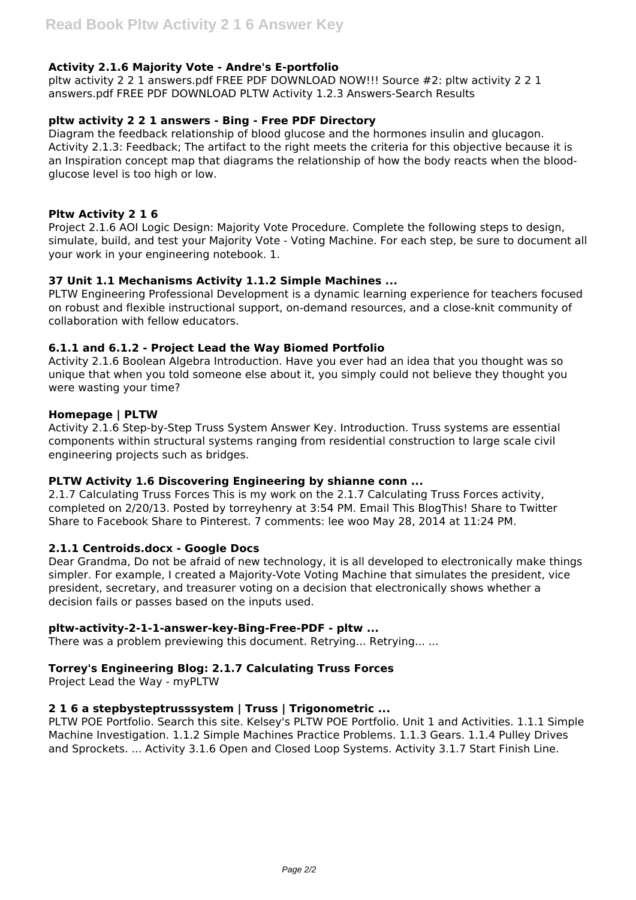### Activity 2.1.6 Majority Vote - Andre's E-portfolio

pltw activity 2 2 1 answers.pdf FREE PDF DOWNLOAD NOW!!! Source #2: pltw activity 2 2 1 answers.pdf FREE PDF DOWNLOAD PLTW Activity 1.2.3 Answers-Search Results

### pltw activity 2 2 1 answers - Bing - Free PDF Directory

Diagram the feedback relationship of blood glucose and the hormones insulin and glucagon. Activity 2.1.3: Feedback; The artifact to the right meets the criteria for this objective because it is an Inspiration concept map that diagrams the relationship of how the body reacts when the blood-glucose level is too high or low.

### Pltw Activity 2 1 6

Project 2.1.6 AOI Logic Design: Majority Vote Procedure. Complete the following steps to design, simulate, build, and test your Majority Vote - Voting Machine. For each step, be sure to document all your work in your engineering notebook. 1.

### 37 Unit 1.1 Mechanisms Activity 1.1.2 Simple Machines ...

PLTW Engineering Professional Development is a dynamic learning experience for teachers focused on robust and flexible instructional support, on-demand resources, and a close-knit community of collaboration with fellow educators.

### 6.1.1 and 6.1.2 - Project Lead the Way Biomed Portfolio

Activity 2.1.6 Boolean Algebra Introduction. Have you ever had an idea that you thought was so unique that when you told someone else about it, you simply could not believe they thought you were wasting your time?

### Homepage | PLTW

Activity 2.1.6 Step-by-Step Truss System Answer Key. Introduction. Truss systems are essential components within structural systems ranging from residential construction to large scale civil engineering projects such as bridges.

### PLTW Activity 1.6 Discovering Engineering by shianne conn ...

2.1.7 Calculating Truss Forces This is my work on the 2.1.7 Calculating Truss Forces activity, completed on 2/20/13. Posted by torreyhenry at 3:54 PM. Email This BlogThis! Share to Twitter Share to Facebook Share to Pinterest. 7 comments: lee woo May 28, 2014 at 11:24 PM.

### 2.1.1 Centroids.docx - Google Docs

Dear Grandma, Do not be afraid of new technology, it is all developed to electronically make things simpler. For example, I created a Majority-Vote Voting Machine that simulates the president, vice president, secretary, and treasurer voting on a decision that electronically shows whether a decision fails or passes based on the inputs used.

### pltw-activity-2-1-1-answer-key-Bing-Free-PDF - pltw ...

There was a problem previewing this document. Retrying... Retrying... ...

### Torrey's Engineering Blog: 2.1.7 Calculating Truss Forces

Project Lead the Way - myPLTW

### 2 1 6 a stepbysteptrusssystem | Truss | Trigonometric ...

PLTW POE Portfolio. Search this site. Kelsey's PLTW POE Portfolio. Unit 1 and Activities. 1.1.1 Simple Machine Investigation. 1.1.2 Simple Machines Practice Problems. 1.1.3 Gears. 1.1.4 Pulley Drives and Sprockets. ... Activity 3.1.6 Open and Closed Loop Systems. Activity 3.1.7 Start Finish Line.